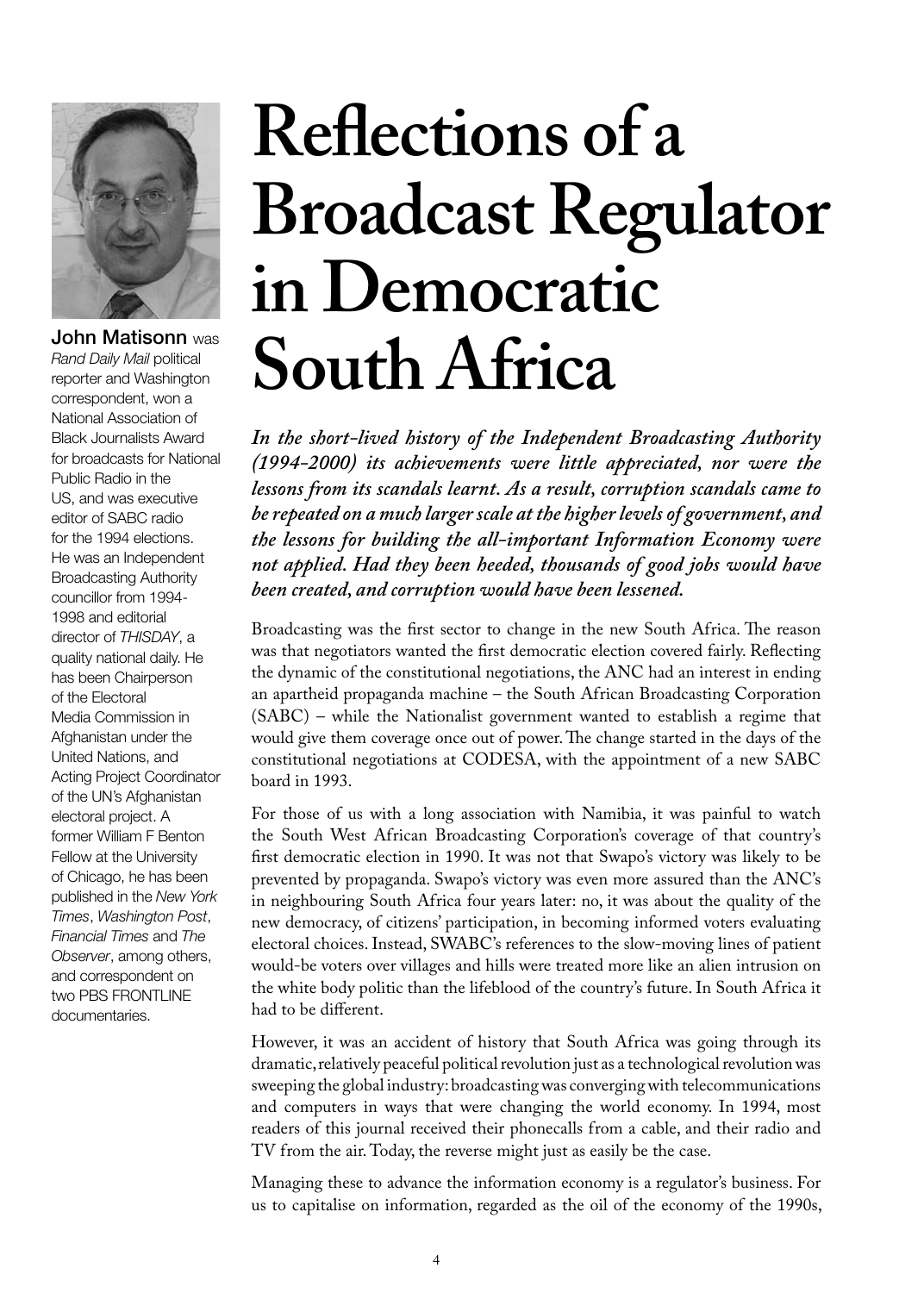# Reflections of a Broadcast Regulator in Democratic South Africa

**John Matisonn** was *Rand Daily Mail* political reporter and Washington correspondent, won a National Association of Black Journalists Award for broadcasts for National Public Radio in the US, and was executive editor of SABC radio for the 1994 elections. He was an Independent Broadcasting Authority councillor from 1994-1998 and editorial director of *THISDAY*, a quality national daily. He has been Chairperson of the Electoral Media Commission in Afghanistan under the United Nations, and Acting Project Coordinator of the UN's Afghanistan electoral project. A former William F Benton Fellow at the University of Chicago, he has been published in the *New York Times*, *Washington Post*, *Financial Times* and *The Observer*, among others, and correspondent on two PBS FRONTLINE documentaries.

***In the short-lived history of the Independent Broadcasting Authority (1994-2000) its achievements were little appreciated, nor were the lessons from its scandals learnt. As a result, corruption scandals came to be repeated on a much larger scale at the higher levels of government, and the lessons for building the all-important Information Economy were not applied. Had they been heeded, thousands of good jobs would have been created, and corruption would have been lessened.***

Broadcasting was the first sector to change in the new South Africa. The reason was that negotiators wanted the first democratic election covered fairly. Reflecting the dynamic of the constitutional negotiations, the ANC had an interest in ending an apartheid propaganda machine – the South African Broadcasting Corporation (SABC) – while the Nationalist government wanted to establish a regime that would give them coverage once out of power. The change started in the days of the constitutional negotiations at CODESA, with the appointment of a new SABC board in 1993.

For those of us with a long association with Namibia, it was painful to watch the South West African Broadcasting Corporation's coverage of that country's first democratic election in 1990. It was not that Swapo's victory was likely to be prevented by propaganda. Swapo's victory was even more assured than the ANC's in neighbouring South Africa four years later: no, it was about the quality of the new democracy, of citizens' participation, in becoming informed voters evaluating electoral choices. Instead, SWABC's references to the slow-moving lines of patient would-be voters over villages and hills were treated more like an alien intrusion on the white body politic than the lifeblood of the country's future. In South Africa it had to be different.

However, it was an accident of history that South Africa was going through its dramatic, relatively peaceful political revolution just as a technological revolution was sweeping the global industry: broadcasting was converging with telecommunications and computers in ways that were changing the world economy. In 1994, most readers of this journal received their phonecalls from a cable, and their radio and TV from the air. Today, the reverse might just as easily be the case.

Managing these to advance the information economy is a regulator's business. For us to capitalise on information, regarded as the oil of the economy of the 1990s,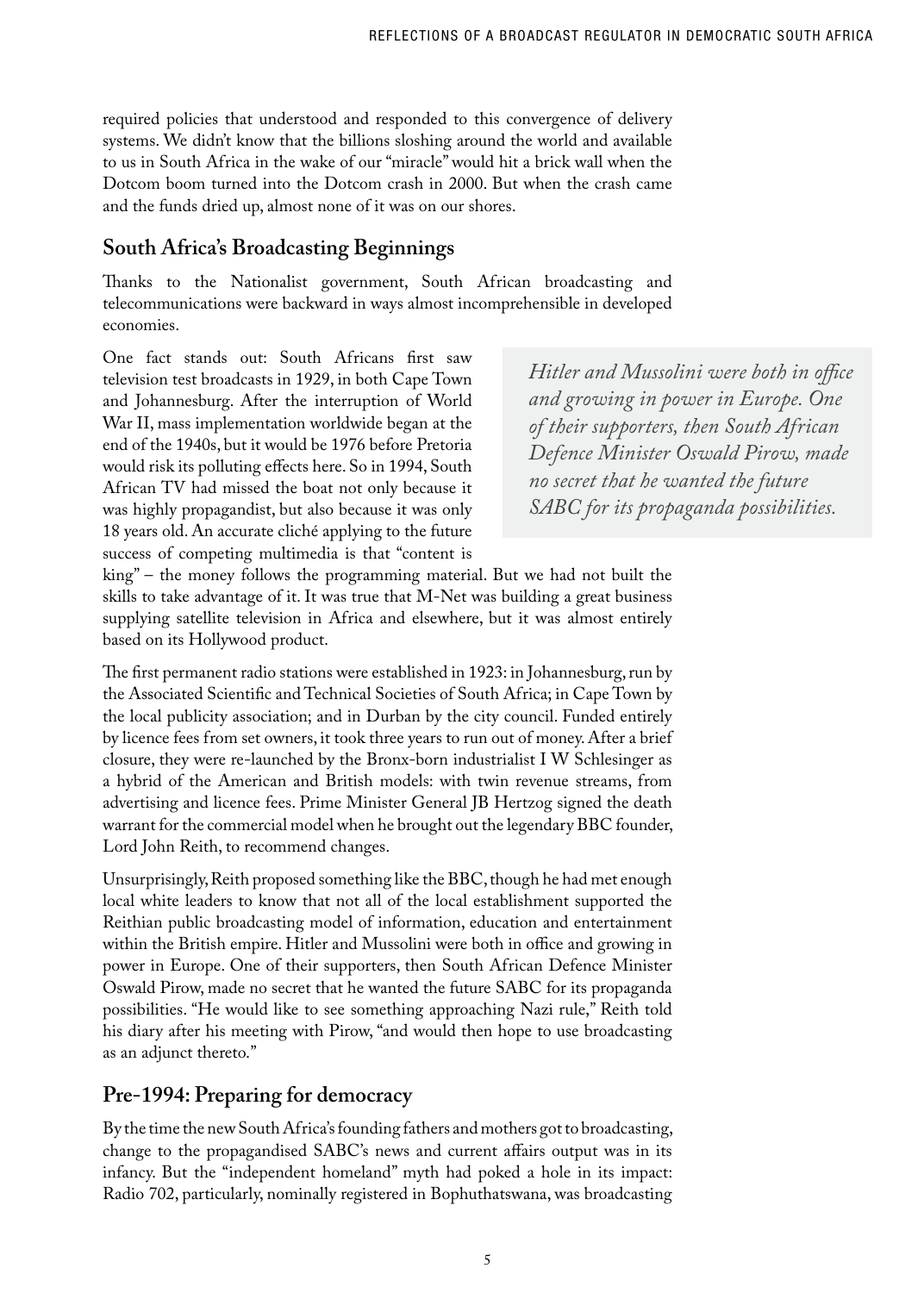required policies that understood and responded to this convergence of delivery systems. We didn't know that the billions sloshing around the world and available to us in South Africa in the wake of our "miracle" would hit a brick wall when the Dotcom boom turned into the Dotcom crash in 2000. But when the crash came and the funds dried up, almost none of it was on our shores.

## South Africa's Broadcasting Beginnings

Thanks to the Nationalist government, South African broadcasting and telecommunications were backward in ways almost incomprehensible in developed economies.

One fact stands out: South Africans first saw television test broadcasts in 1929, in both Cape Town and Johannesburg. After the interruption of World War II, mass implementation worldwide began at the end of the 1940s, but it would be 1976 before Pretoria would risk its polluting effects here. So in 1994, South African TV had missed the boat not only because it was highly propagandist, but also because it was only 18 years old. An accurate cliché applying to the future success of competing multimedia is that "content is king" – the money follows the programming material. But we had not built the skills to take advantage of it. It was true that M-Net was building a great business supplying satellite television in Africa and elsewhere, but it was almost entirely based on its Hollywood product.

> *Hitler and Mussolini were both in office and growing in power in Europe. One of their supporters, then South African Defence Minister Oswald Pirow, made no secret that he wanted the future SABC for its propaganda possibilities.*

The first permanent radio stations were established in 1923: in Johannesburg, run by the Associated Scientific and Technical Societies of South Africa; in Cape Town by the local publicity association; and in Durban by the city council. Funded entirely by licence fees from set owners, it took three years to run out of money. After a brief closure, they were re-launched by the Bronx-born industrialist I W Schlesinger as a hybrid of the American and British models: with twin revenue streams, from advertising and licence fees. Prime Minister General JB Hertzog signed the death warrant for the commercial model when he brought out the legendary BBC founder, Lord John Reith, to recommend changes.

Unsurprisingly, Reith proposed something like the BBC, though he had met enough local white leaders to know that not all of the local establishment supported the Reithian public broadcasting model of information, education and entertainment within the British empire. Hitler and Mussolini were both in office and growing in power in Europe. One of their supporters, then South African Defence Minister Oswald Pirow, made no secret that he wanted the future SABC for its propaganda possibilities. "He would like to see something approaching Nazi rule," Reith told his diary after his meeting with Pirow, "and would then hope to use broadcasting as an adjunct thereto."

## Pre-1994: Preparing for democracy

By the time the new South Africa's founding fathers and mothers got to broadcasting, change to the propagandised SABC's news and current affairs output was in its infancy. But the "independent homeland" myth had poked a hole in its impact: Radio 702, particularly, nominally registered in Bophuthatswana, was broadcasting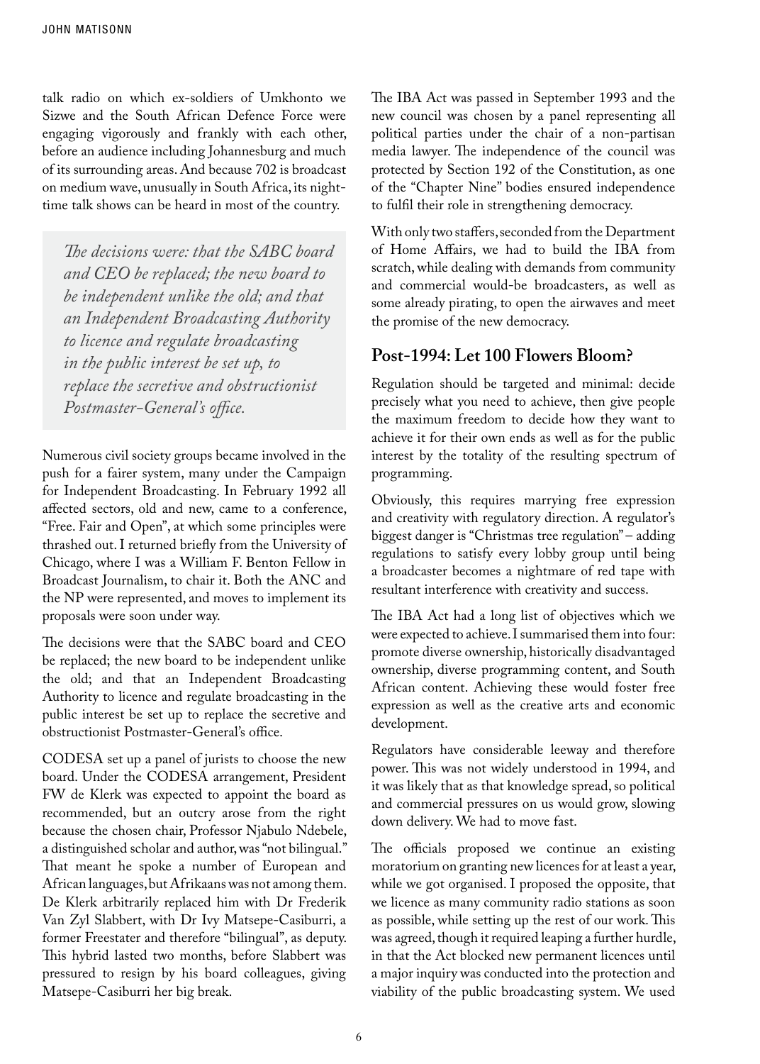talk radio on which ex-soldiers of Umkhonto we Sizwe and the South African Defence Force were engaging vigorously and frankly with each other, before an audience including Johannesburg and much of its surrounding areas. And because 702 is broadcast on medium wave, unusually in South Africa, its night-time talk shows can be heard in most of the country.

> *The decisions were: that the SABC board and CEO be replaced; the new board to be independent unlike the old; and that an Independent Broadcasting Authority to licence and regulate broadcasting in the public interest be set up, to replace the secretive and obstructionist Postmaster-General's office.*

Numerous civil society groups became involved in the push for a fairer system, many under the Campaign for Independent Broadcasting. In February 1992 all affected sectors, old and new, came to a conference, "Free. Fair and Open", at which some principles were thrashed out. I returned briefly from the University of Chicago, where I was a William F. Benton Fellow in Broadcast Journalism, to chair it. Both the ANC and the NP were represented, and moves to implement its proposals were soon under way.

The decisions were that the SABC board and CEO be replaced; the new board to be independent unlike the old; and that an Independent Broadcasting Authority to licence and regulate broadcasting in the public interest be set up to replace the secretive and obstructionist Postmaster-General's office.

CODESA set up a panel of jurists to choose the new board. Under the CODESA arrangement, President FW de Klerk was expected to appoint the board as recommended, but an outcry arose from the right because the chosen chair, Professor Njabulo Ndebele, a distinguished scholar and author, was "not bilingual." That meant he spoke a number of European and African languages, but Afrikaans was not among them. De Klerk arbitrarily replaced him with Dr Frederik Van Zyl Slabbert, with Dr Ivy Matsepe-Casiburri, a former Freestater and therefore "bilingual", as deputy. This hybrid lasted two months, before Slabbert was pressured to resign by his board colleagues, giving Matsepe-Casiburri her big break.

The IBA Act was passed in September 1993 and the new council was chosen by a panel representing all political parties under the chair of a non-partisan media lawyer. The independence of the council was protected by Section 192 of the Constitution, as one of the "Chapter Nine" bodies ensured independence to fulfil their role in strengthening democracy.

With only two staffers, seconded from the Department of Home Affairs, we had to build the IBA from scratch, while dealing with demands from community and commercial would-be broadcasters, as well as some already pirating, to open the airwaves and meet the promise of the new democracy.

## Post-1994: Let 100 Flowers Bloom?

Regulation should be targeted and minimal: decide precisely what you need to achieve, then give people the maximum freedom to decide how they want to achieve it for their own ends as well as for the public interest by the totality of the resulting spectrum of programming.

Obviously, this requires marrying free expression and creativity with regulatory direction. A regulator's biggest danger is "Christmas tree regulation" – adding regulations to satisfy every lobby group until being a broadcaster becomes a nightmare of red tape with resultant interference with creativity and success.

The IBA Act had a long list of objectives which we were expected to achieve. I summarised them into four: promote diverse ownership, historically disadvantaged ownership, diverse programming content, and South African content. Achieving these would foster free expression as well as the creative arts and economic development.

Regulators have considerable leeway and therefore power. This was not widely understood in 1994, and it was likely that as that knowledge spread, so political and commercial pressures on us would grow, slowing down delivery. We had to move fast.

The officials proposed we continue an existing moratorium on granting new licences for at least a year, while we got organised. I proposed the opposite, that we licence as many community radio stations as soon as possible, while setting up the rest of our work. This was agreed, though it required leaping a further hurdle, in that the Act blocked new permanent licences until a major inquiry was conducted into the protection and viability of the public broadcasting system. We used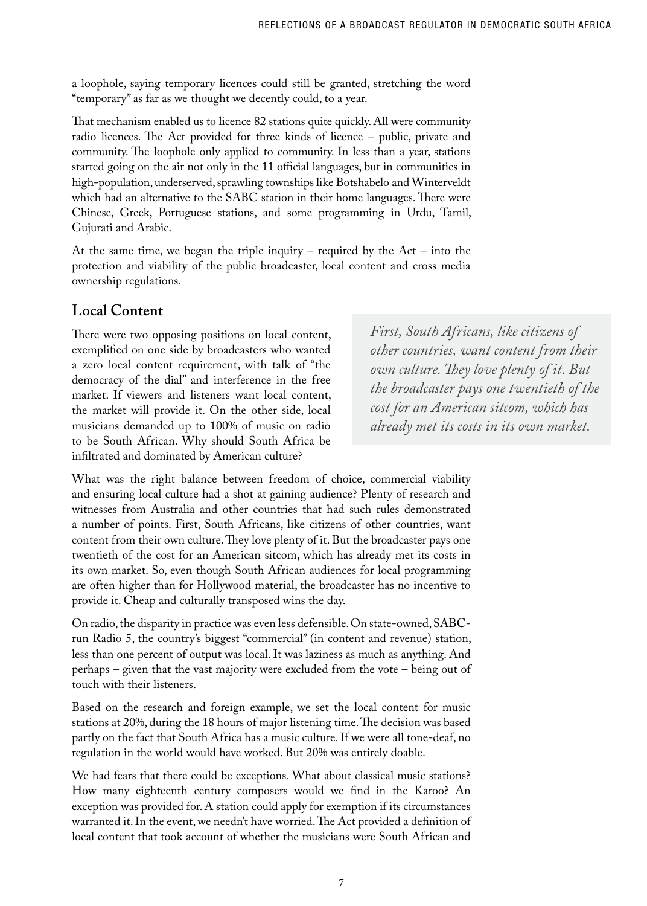a loophole, saying temporary licences could still be granted, stretching the word "temporary" as far as we thought we decently could, to a year.

That mechanism enabled us to licence 82 stations quite quickly. All were community radio licences. The Act provided for three kinds of licence – public, private and community. The loophole only applied to community. In less than a year, stations started going on the air not only in the 11 official languages, but in communities in high-population, underserved, sprawling townships like Botshabelo and Winterveldt which had an alternative to the SABC station in their home languages. There were Chinese, Greek, Portuguese stations, and some programming in Urdu, Tamil, Gujurati and Arabic.

At the same time, we began the triple inquiry – required by the Act – into the protection and viability of the public broadcaster, local content and cross media ownership regulations.

## Local Content

There were two opposing positions on local content, exemplified on one side by broadcasters who wanted a zero local content requirement, with talk of "the democracy of the dial" and interference in the free market. If viewers and listeners want local content, the market will provide it. On the other side, local musicians demanded up to 100% of music on radio to be South African. Why should South Africa be infiltrated and dominated by American culture?

*First, South Africans, like citizens of other countries, want content from their own culture. They love plenty of it. But the broadcaster pays one twentieth of the cost for an American sitcom, which has already met its costs in its own market.*

What was the right balance between freedom of choice, commercial viability and ensuring local culture had a shot at gaining audience? Plenty of research and witnesses from Australia and other countries that had such rules demonstrated a number of points. First, South Africans, like citizens of other countries, want content from their own culture. They love plenty of it. But the broadcaster pays one twentieth of the cost for an American sitcom, which has already met its costs in its own market. So, even though South African audiences for local programming are often higher than for Hollywood material, the broadcaster has no incentive to provide it. Cheap and culturally transposed wins the day.

On radio, the disparity in practice was even less defensible. On state-owned, SABC-run Radio 5, the country's biggest "commercial" (in content and revenue) station, less than one percent of output was local. It was laziness as much as anything. And perhaps – given that the vast majority were excluded from the vote – being out of touch with their listeners.

Based on the research and foreign example, we set the local content for music stations at 20%, during the 18 hours of major listening time. The decision was based partly on the fact that South Africa has a music culture. If we were all tone-deaf, no regulation in the world would have worked. But 20% was entirely doable.

We had fears that there could be exceptions. What about classical music stations? How many eighteenth century composers would we find in the Karoo? An exception was provided for. A station could apply for exemption if its circumstances warranted it. In the event, we needn't have worried. The Act provided a definition of local content that took account of whether the musicians were South African and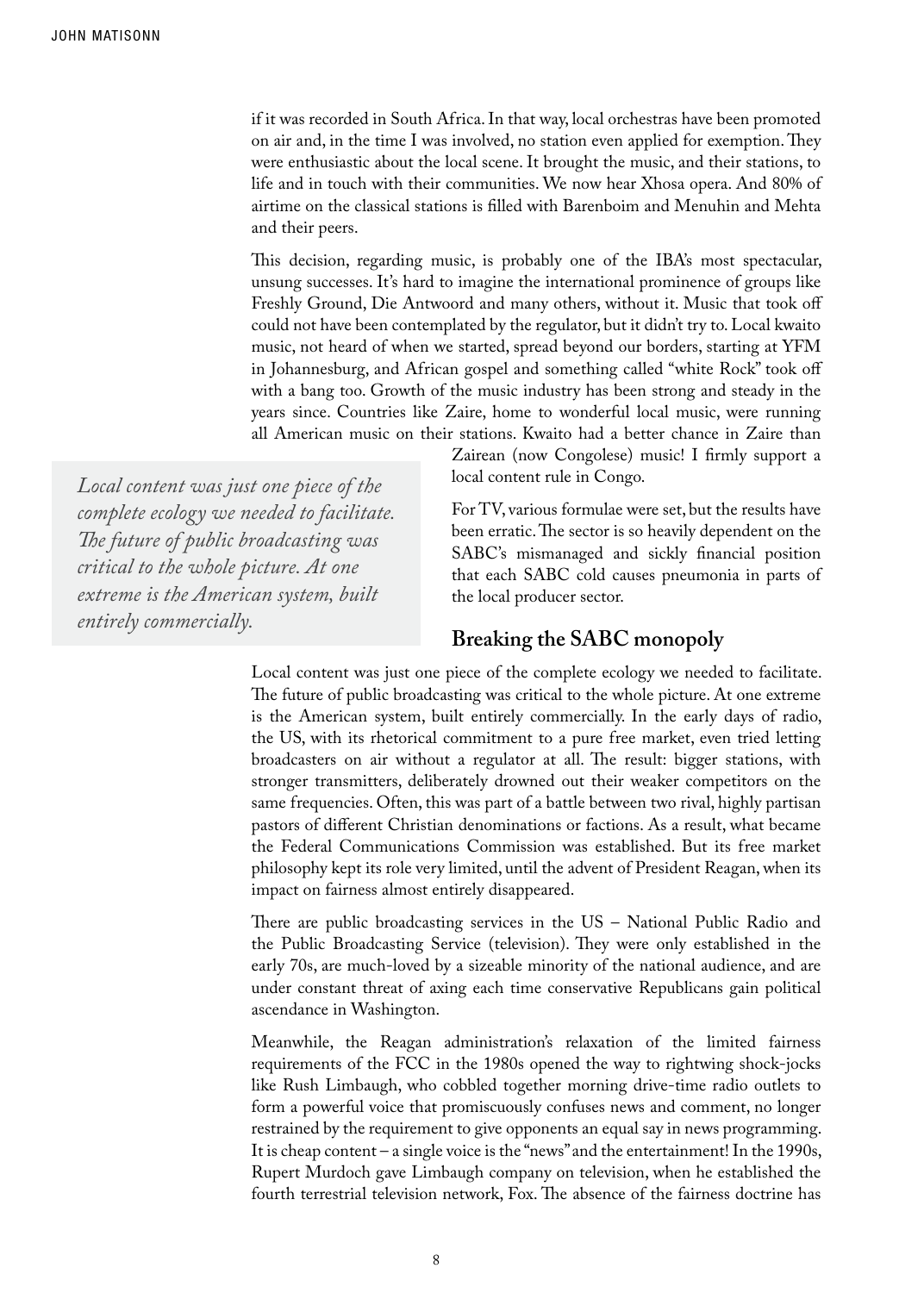if it was recorded in South Africa. In that way, local orchestras have been promoted on air and, in the time I was involved, no station even applied for exemption. They were enthusiastic about the local scene. It brought the music, and their stations, to life and in touch with their communities. We now hear Xhosa opera. And 80% of airtime on the classical stations is filled with Barenboim and Menuhin and Mehta and their peers.

This decision, regarding music, is probably one of the IBA's most spectacular, unsung successes. It's hard to imagine the international prominence of groups like Freshly Ground, Die Antwoord and many others, without it. Music that took off could not have been contemplated by the regulator, but it didn't try to. Local kwaito music, not heard of when we started, spread beyond our borders, starting at YFM in Johannesburg, and African gospel and something called "white Rock" took off with a bang too. Growth of the music industry has been strong and steady in the years since. Countries like Zaire, home to wonderful local music, were running all American music on their stations. Kwaito had a better chance in Zaire than Zairean (now Congolese) music! I firmly support a local content rule in Congo.

For TV, various formulae were set, but the results have been erratic. The sector is so heavily dependent on the SABC's mismanaged and sickly financial position that each SABC cold causes pneumonia in parts of the local producer sector.

> *Local content was just one piece of the complete ecology we needed to facilitate. The future of public broadcasting was critical to the whole picture. At one extreme is the American system, built entirely commercially.*

## Breaking the SABC monopoly

Local content was just one piece of the complete ecology we needed to facilitate. The future of public broadcasting was critical to the whole picture. At one extreme is the American system, built entirely commercially. In the early days of radio, the US, with its rhetorical commitment to a pure free market, even tried letting broadcasters on air without a regulator at all. The result: bigger stations, with stronger transmitters, deliberately drowned out their weaker competitors on the same frequencies. Often, this was part of a battle between two rival, highly partisan pastors of different Christian denominations or factions. As a result, what became the Federal Communications Commission was established. But its free market philosophy kept its role very limited, until the advent of President Reagan, when its impact on fairness almost entirely disappeared.

There are public broadcasting services in the US – National Public Radio and the Public Broadcasting Service (television). They were only established in the early 70s, are much-loved by a sizeable minority of the national audience, and are under constant threat of axing each time conservative Republicans gain political ascendance in Washington.

Meanwhile, the Reagan administration's relaxation of the limited fairness requirements of the FCC in the 1980s opened the way to rightwing shock-jocks like Rush Limbaugh, who cobbled together morning drive-time radio outlets to form a powerful voice that promiscuously confuses news and comment, no longer restrained by the requirement to give opponents an equal say in news programming. It is cheap content – a single voice is the "news" and the entertainment! In the 1990s, Rupert Murdoch gave Limbaugh company on television, when he established the fourth terrestrial television network, Fox. The absence of the fairness doctrine has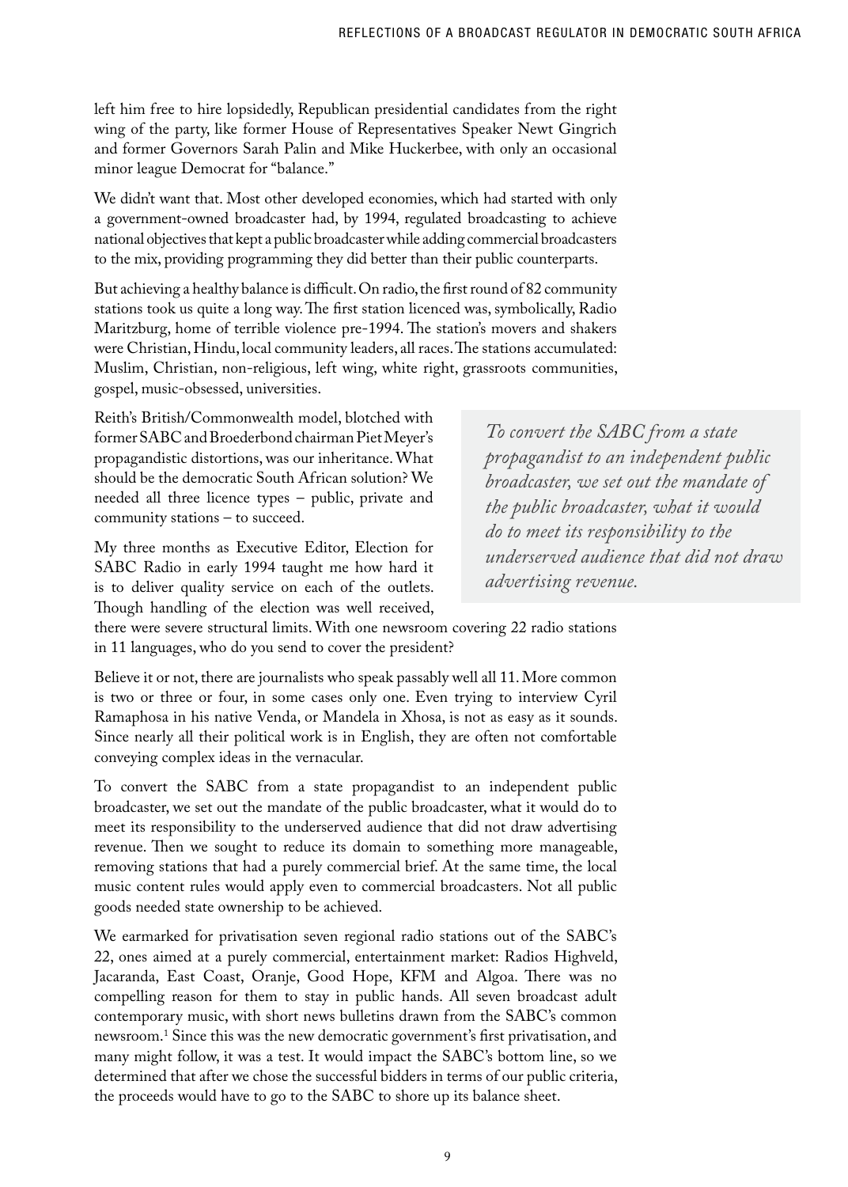left him free to hire lopsidedly, Republican presidential candidates from the right wing of the party, like former House of Representatives Speaker Newt Gingrich and former Governors Sarah Palin and Mike Huckerbee, with only an occasional minor league Democrat for "balance."

We didn't want that. Most other developed economies, which had started with only a government-owned broadcaster had, by 1994, regulated broadcasting to achieve national objectives that kept a public broadcaster while adding commercial broadcasters to the mix, providing programming they did better than their public counterparts.

But achieving a healthy balance is difficult. On radio, the first round of 82 community stations took us quite a long way. The first station licenced was, symbolically, Radio Maritzburg, home of terrible violence pre-1994. The station's movers and shakers were Christian, Hindu, local community leaders, all races. The stations accumulated: Muslim, Christian, non-religious, left wing, white right, grassroots communities, gospel, music-obsessed, universities.

Reith's British/Commonwealth model, blotched with former SABC and Broederbond chairman Piet Meyer's propagandistic distortions, was our inheritance. What should be the democratic South African solution? We needed all three licence types – public, private and community stations – to succeed.

> *To convert the SABC from a state propagandist to an independent public broadcaster, we set out the mandate of the public broadcaster, what it would do to meet its responsibility to the underserved audience that did not draw advertising revenue.*

My three months as Executive Editor, Election for SABC Radio in early 1994 taught me how hard it is to deliver quality service on each of the outlets. Though handling of the election was well received, there were severe structural limits. With one newsroom covering 22 radio stations in 11 languages, who do you send to cover the president?

Believe it or not, there are journalists who speak passably well all 11. More common is two or three or four, in some cases only one. Even trying to interview Cyril Ramaphosa in his native Venda, or Mandela in Xhosa, is not as easy as it sounds. Since nearly all their political work is in English, they are often not comfortable conveying complex ideas in the vernacular.

To convert the SABC from a state propagandist to an independent public broadcaster, we set out the mandate of the public broadcaster, what it would do to meet its responsibility to the underserved audience that did not draw advertising revenue. Then we sought to reduce its domain to something more manageable, removing stations that had a purely commercial brief. At the same time, the local music content rules would apply even to commercial broadcasters. Not all public goods needed state ownership to be achieved.

We earmarked for privatisation seven regional radio stations out of the SABC's 22, ones aimed at a purely commercial, entertainment market: Radios Highveld, Jacaranda, East Coast, Oranje, Good Hope, KFM and Algoa. There was no compelling reason for them to stay in public hands. All seven broadcast adult contemporary music, with short news bulletins drawn from the SABC's common newsroom.[1] Since this was the new democratic government's first privatisation, and many might follow, it was a test. It would impact the SABC's bottom line, so we determined that after we chose the successful bidders in terms of our public criteria, the proceeds would have to go to the SABC to shore up its balance sheet.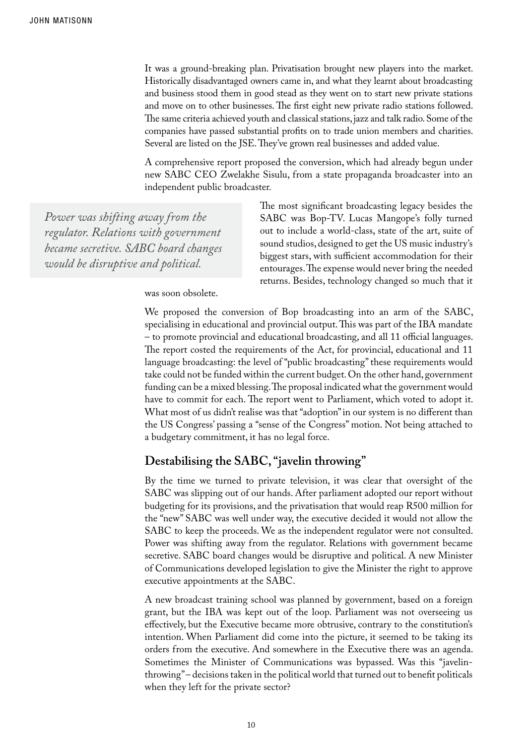It was a ground-breaking plan. Privatisation brought new players into the market. Historically disadvantaged owners came in, and what they learnt about broadcasting and business stood them in good stead as they went on to start new private stations and move on to other businesses. The first eight new private radio stations followed. The same criteria achieved youth and classical stations, jazz and talk radio. Some of the companies have passed substantial profits on to trade union members and charities. Several are listed on the JSE. They've grown real businesses and added value.

A comprehensive report proposed the conversion, which had already begun under new SABC CEO Zwelakhe Sisulu, from a state propaganda broadcaster into an independent public broadcaster.

> *Power was shifting away from the regulator. Relations with government became secretive. SABC board changes would be disruptive and political.*

The most significant broadcasting legacy besides the SABC was Bop-TV. Lucas Mangope's folly turned out to include a world-class, state of the art, suite of sound studios, designed to get the US music industry's biggest stars, with sufficient accommodation for their entourages. The expense would never bring the needed returns. Besides, technology changed so much that it was soon obsolete.

We proposed the conversion of Bop broadcasting into an arm of the SABC, specialising in educational and provincial output. This was part of the IBA mandate – to promote provincial and educational broadcasting, and all 11 official languages. The report costed the requirements of the Act, for provincial, educational and 11 language broadcasting: the level of "public broadcasting" these requirements would take could not be funded within the current budget. On the other hand, government funding can be a mixed blessing. The proposal indicated what the government would have to commit for each. The report went to Parliament, which voted to adopt it. What most of us didn't realise was that "adoption" in our system is no different than the US Congress' passing a "sense of the Congress" motion. Not being attached to a budgetary commitment, it has no legal force.

## Destabilising the SABC, "javelin throwing"

By the time we turned to private television, it was clear that oversight of the SABC was slipping out of our hands. After parliament adopted our report without budgeting for its provisions, and the privatisation that would reap R500 million for the "new" SABC was well under way, the executive decided it would not allow the SABC to keep the proceeds. We as the independent regulator were not consulted. Power was shifting away from the regulator. Relations with government became secretive. SABC board changes would be disruptive and political. A new Minister of Communications developed legislation to give the Minister the right to approve executive appointments at the SABC.

A new broadcast training school was planned by government, based on a foreign grant, but the IBA was kept out of the loop. Parliament was not overseeing us effectively, but the Executive became more obtrusive, contrary to the constitution's intention. When Parliament did come into the picture, it seemed to be taking its orders from the executive. And somewhere in the Executive there was an agenda. Sometimes the Minister of Communications was bypassed. Was this "javelin-throwing" – decisions taken in the political world that turned out to benefit politicals when they left for the private sector?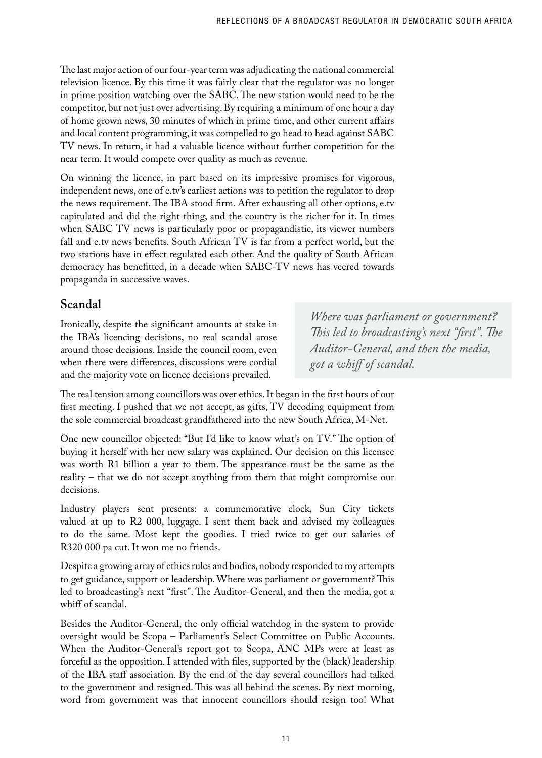The last major action of our four-year term was adjudicating the national commercial television licence. By this time it was fairly clear that the regulator was no longer in prime position watching over the SABC. The new station would need to be the competitor, but not just over advertising. By requiring a minimum of one hour a day of home grown news, 30 minutes of which in prime time, and other current affairs and local content programming, it was compelled to go head to head against SABC TV news. In return, it had a valuable licence without further competition for the near term. It would compete over quality as much as revenue.

On winning the licence, in part based on its impressive promises for vigorous, independent news, one of e.tv's earliest actions was to petition the regulator to drop the news requirement. The IBA stood firm. After exhausting all other options, e.tv capitulated and did the right thing, and the country is the richer for it. In times when SABC TV news is particularly poor or propagandistic, its viewer numbers fall and e.tv news benefits. South African TV is far from a perfect world, but the two stations have in effect regulated each other. And the quality of South African democracy has benefitted, in a decade when SABC-TV news has veered towards propaganda in successive waves.

## Scandal

Ironically, despite the significant amounts at stake in the IBA's licencing decisions, no real scandal arose around those decisions. Inside the council room, even when there were differences, discussions were cordial and the majority vote on licence decisions prevailed.

> *Where was parliament or government? This led to broadcasting's next "first". The Auditor-General, and then the media, got a whiff of scandal.*

The real tension among councillors was over ethics. It began in the first hours of our first meeting. I pushed that we not accept, as gifts, TV decoding equipment from the sole commercial broadcast grandfathered into the new South Africa, M-Net.

One new councillor objected: "But I'd like to know what's on TV." The option of buying it herself with her new salary was explained. Our decision on this licensee was worth R1 billion a year to them. The appearance must be the same as the reality – that we do not accept anything from them that might compromise our decisions.

Industry players sent presents: a commemorative clock, Sun City tickets valued at up to R2 000, luggage. I sent them back and advised my colleagues to do the same. Most kept the goodies. I tried twice to get our salaries of R320 000 pa cut. It won me no friends.

Despite a growing array of ethics rules and bodies, nobody responded to my attempts to get guidance, support or leadership. Where was parliament or government? This led to broadcasting's next "first". The Auditor-General, and then the media, got a whiff of scandal.

Besides the Auditor-General, the only official watchdog in the system to provide oversight would be Scopa – Parliament's Select Committee on Public Accounts. When the Auditor-General's report got to Scopa, ANC MPs were at least as forceful as the opposition. I attended with files, supported by the (black) leadership of the IBA staff association. By the end of the day several councillors had talked to the government and resigned. This was all behind the scenes. By next morning, word from government was that innocent councillors should resign too! What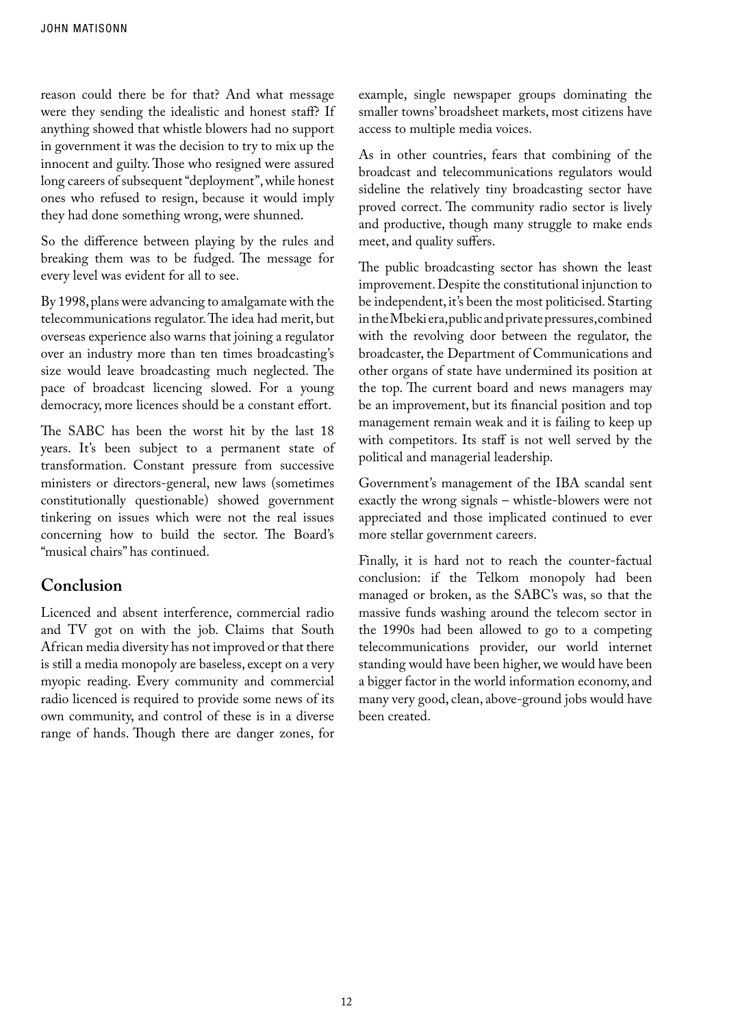reason could there be for that? And what message were they sending the idealistic and honest staff? If anything showed that whistle blowers had no support in government it was the decision to try to mix up the innocent and guilty. Those who resigned were assured long careers of subsequent "deployment", while honest ones who refused to resign, because it would imply they had done something wrong, were shunned.

So the difference between playing by the rules and breaking them was to be fudged. The message for every level was evident for all to see.

By 1998, plans were advancing to amalgamate with the telecommunications regulator. The idea had merit, but overseas experience also warns that joining a regulator over an industry more than ten times broadcasting's size would leave broadcasting much neglected. The pace of broadcast licencing slowed. For a young democracy, more licences should be a constant effort.

The SABC has been the worst hit by the last 18 years. It's been subject to a permanent state of transformation. Constant pressure from successive ministers or directors-general, new laws (sometimes constitutionally questionable) showed government tinkering on issues which were not the real issues concerning how to build the sector. The Board's "musical chairs" has continued.

## Conclusion

Licenced and absent interference, commercial radio and TV got on with the job. Claims that South African media diversity has not improved or that there is still a media monopoly are baseless, except on a very myopic reading. Every community and commercial radio licenced is required to provide some news of its own community, and control of these is in a diverse range of hands. Though there are danger zones, for example, single newspaper groups dominating the smaller towns' broadsheet markets, most citizens have access to multiple media voices.

As in other countries, fears that combining of the broadcast and telecommunications regulators would sideline the relatively tiny broadcasting sector have proved correct. The community radio sector is lively and productive, though many struggle to make ends meet, and quality suffers.

The public broadcasting sector has shown the least improvement. Despite the constitutional injunction to be independent, it's been the most politicised. Starting in the Mbeki era, public and private pressures, combined with the revolving door between the regulator, the broadcaster, the Department of Communications and other organs of state have undermined its position at the top. The current board and news managers may be an improvement, but its financial position and top management remain weak and it is failing to keep up with competitors. Its staff is not well served by the political and managerial leadership.

Government's management of the IBA scandal sent exactly the wrong signals – whistle-blowers were not appreciated and those implicated continued to ever more stellar government careers.

Finally, it is hard not to reach the counter-factual conclusion: if the Telkom monopoly had been managed or broken, as the SABC's was, so that the massive funds washing around the telecom sector in the 1990s had been allowed to go to a competing telecommunications provider, our world internet standing would have been higher, we would have been a bigger factor in the world information economy, and many very good, clean, above-ground jobs would have been created.